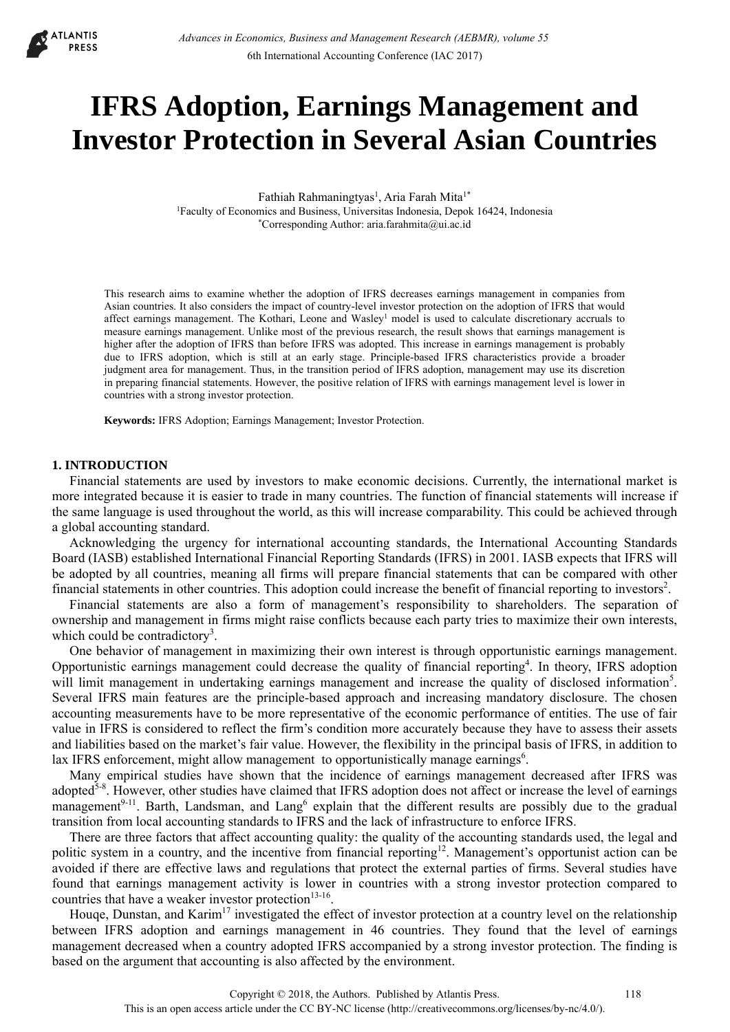# IFRS Adoption, Earnings Management and Investor Protection in Several Asian Countries

Fathiah Rahmaningtyas[1], Aria Farah Mita[1*]

[1]Faculty of Economics and Business, Universitas Indonesia, Depok 16424, Indonesia

[*]Corresponding Author: aria.farahmita@ui.ac.id

This research aims to examine whether the adoption of IFRS decreases earnings management in companies from Asian countries. It also considers the impact of country-level investor protection on the adoption of IFRS that would affect earnings management. The Kothari, Leone and Wasley[1] model is used to calculate discretionary accruals to measure earnings management. Unlike most of the previous research, the result shows that earnings management is higher after the adoption of IFRS than before IFRS was adopted. This increase in earnings management is probably due to IFRS adoption, which is still at an early stage. Principle-based IFRS characteristics provide a broader judgment area for management. Thus, in the transition period of IFRS adoption, management may use its discretion in preparing financial statements. However, the positive relation of IFRS with earnings management level is lower in countries with a strong investor protection.

**Keywords:** IFRS Adoption; Earnings Management; Investor Protection.

## 1. INTRODUCTION

Financial statements are used by investors to make economic decisions. Currently, the international market is more integrated because it is easier to trade in many countries. The function of financial statements will increase if the same language is used throughout the world, as this will increase comparability. This could be achieved through a global accounting standard.

Acknowledging the urgency for international accounting standards, the International Accounting Standards Board (IASB) established International Financial Reporting Standards (IFRS) in 2001. IASB expects that IFRS will be adopted by all countries, meaning all firms will prepare financial statements that can be compared with other financial statements in other countries. This adoption could increase the benefit of financial reporting to investors[2].

Financial statements are also a form of management's responsibility to shareholders. The separation of ownership and management in firms might raise conflicts because each party tries to maximize their own interests, which could be contradictory[3].

One behavior of management in maximizing their own interest is through opportunistic earnings management. Opportunistic earnings management could decrease the quality of financial reporting[4]. In theory, IFRS adoption will limit management in undertaking earnings management and increase the quality of disclosed information[5]. Several IFRS main features are the principle-based approach and increasing mandatory disclosure. The chosen accounting measurements have to be more representative of the economic performance of entities. The use of fair value in IFRS is considered to reflect the firm's condition more accurately because they have to assess their assets and liabilities based on the market's fair value. However, the flexibility in the principal basis of IFRS, in addition to lax IFRS enforcement, might allow management to opportunistically manage earnings[6].

Many empirical studies have shown that the incidence of earnings management decreased after IFRS was adopted[5-8]. However, other studies have claimed that IFRS adoption does not affect or increase the level of earnings management[9-11]. Barth, Landsman, and Lang[6] explain that the different results are possibly due to the gradual transition from local accounting standards to IFRS and the lack of infrastructure to enforce IFRS.

There are three factors that affect accounting quality: the quality of the accounting standards used, the legal and politic system in a country, and the incentive from financial reporting[12]. Management's opportunist action can be avoided if there are effective laws and regulations that protect the external parties of firms. Several studies have found that earnings management activity is lower in countries with a strong investor protection compared to countries that have a weaker investor protection[13-16].

Houqe, Dunstan, and Karim[17] investigated the effect of investor protection at a country level on the relationship between IFRS adoption and earnings management in 46 countries. They found that the level of earnings management decreased when a country adopted IFRS accompanied by a strong investor protection. The finding is based on the argument that accounting is also affected by the environment.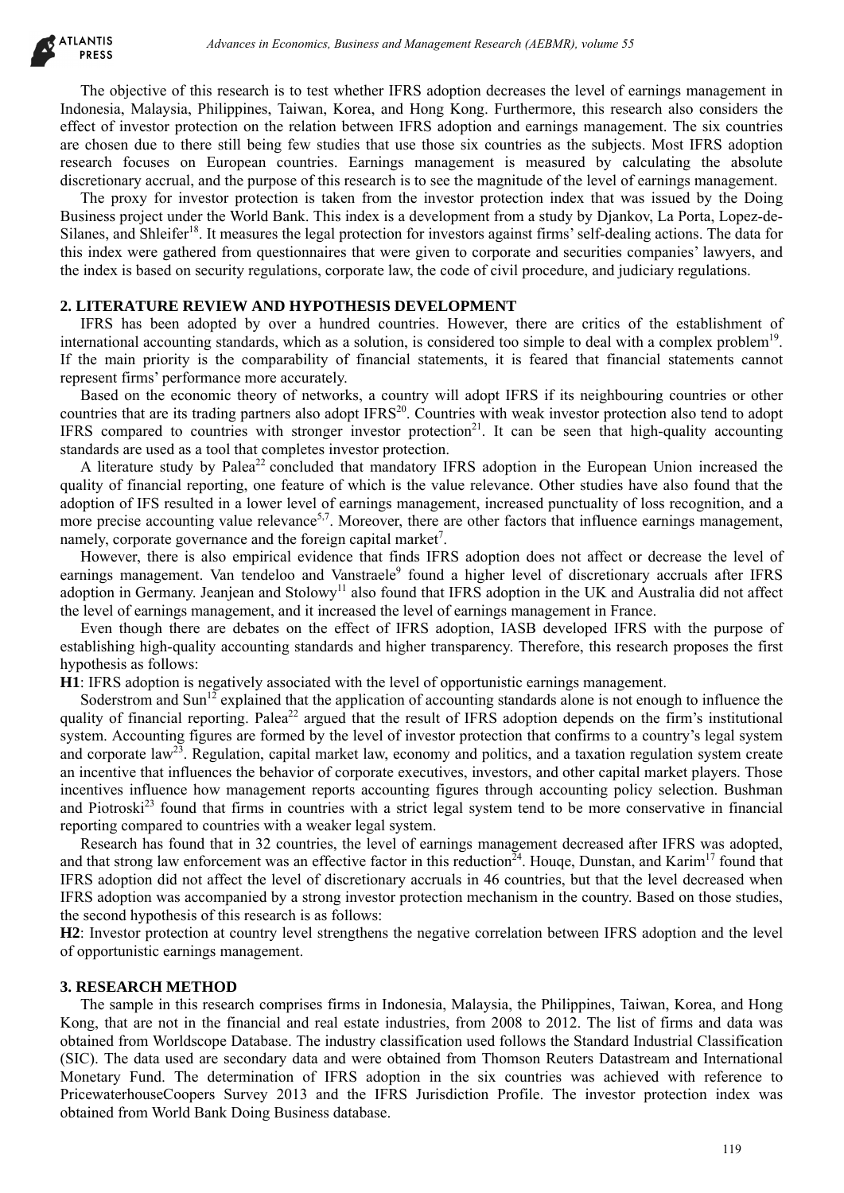The objective of this research is to test whether IFRS adoption decreases the level of earnings management in Indonesia, Malaysia, Philippines, Taiwan, Korea, and Hong Kong. Furthermore, this research also considers the effect of investor protection on the relation between IFRS adoption and earnings management. The six countries are chosen due to there still being few studies that use those six countries as the subjects. Most IFRS adoption research focuses on European countries. Earnings management is measured by calculating the absolute discretionary accrual, and the purpose of this research is to see the magnitude of the level of earnings management.

The proxy for investor protection is taken from the investor protection index that was issued by the Doing Business project under the World Bank. This index is a development from a study by Djankov, La Porta, Lopez-de-Silanes, and Shleifer[18]. It measures the legal protection for investors against firms' self-dealing actions. The data for this index were gathered from questionnaires that were given to corporate and securities companies' lawyers, and the index is based on security regulations, corporate law, the code of civil procedure, and judiciary regulations.

## 2. LITERATURE REVIEW AND HYPOTHESIS DEVELOPMENT

IFRS has been adopted by over a hundred countries. However, there are critics of the establishment of international accounting standards, which as a solution, is considered too simple to deal with a complex problem[19]. If the main priority is the comparability of financial statements, it is feared that financial statements cannot represent firms' performance more accurately.

Based on the economic theory of networks, a country will adopt IFRS if its neighbouring countries or other countries that are its trading partners also adopt IFRS[20]. Countries with weak investor protection also tend to adopt IFRS compared to countries with stronger investor protection[21]. It can be seen that high-quality accounting standards are used as a tool that completes investor protection.

A literature study by Palea[22] concluded that mandatory IFRS adoption in the European Union increased the quality of financial reporting, one feature of which is the value relevance. Other studies have also found that the adoption of IFS resulted in a lower level of earnings management, increased punctuality of loss recognition, and a more precise accounting value relevance[5,7]. Moreover, there are other factors that influence earnings management, namely, corporate governance and the foreign capital market[7].

However, there is also empirical evidence that finds IFRS adoption does not affect or decrease the level of earnings management. Van tendeloo and Vanstraele[9] found a higher level of discretionary accruals after IFRS adoption in Germany. Jeanjean and Stolowy[11] also found that IFRS adoption in the UK and Australia did not affect the level of earnings management, and it increased the level of earnings management in France.

Even though there are debates on the effect of IFRS adoption, IASB developed IFRS with the purpose of establishing high-quality accounting standards and higher transparency. Therefore, this research proposes the first hypothesis as follows:

**H1**: IFRS adoption is negatively associated with the level of opportunistic earnings management.

Soderstrom and Sun[12] explained that the application of accounting standards alone is not enough to influence the quality of financial reporting. Palea[22] argued that the result of IFRS adoption depends on the firm's institutional system. Accounting figures are formed by the level of investor protection that confirms to a country's legal system and corporate law[23]. Regulation, capital market law, economy and politics, and a taxation regulation system create an incentive that influences the behavior of corporate executives, investors, and other capital market players. Those incentives influence how management reports accounting figures through accounting policy selection. Bushman and Piotroski[23] found that firms in countries with a strict legal system tend to be more conservative in financial reporting compared to countries with a weaker legal system.

Research has found that in 32 countries, the level of earnings management decreased after IFRS was adopted, and that strong law enforcement was an effective factor in this reduction[24]. Houqe, Dunstan, and Karim[17] found that IFRS adoption did not affect the level of discretionary accruals in 46 countries, but that the level decreased when IFRS adoption was accompanied by a strong investor protection mechanism in the country. Based on those studies, the second hypothesis of this research is as follows:

**H2**: Investor protection at country level strengthens the negative correlation between IFRS adoption and the level of opportunistic earnings management.

## 3. RESEARCH METHOD

The sample in this research comprises firms in Indonesia, Malaysia, the Philippines, Taiwan, Korea, and Hong Kong, that are not in the financial and real estate industries, from 2008 to 2012. The list of firms and data was obtained from Worldscope Database. The industry classification used follows the Standard Industrial Classification (SIC). The data used are secondary data and were obtained from Thomson Reuters Datastream and International Monetary Fund. The determination of IFRS adoption in the six countries was achieved with reference to PricewaterhouseCoopers Survey 2013 and the IFRS Jurisdiction Profile. The investor protection index was obtained from World Bank Doing Business database.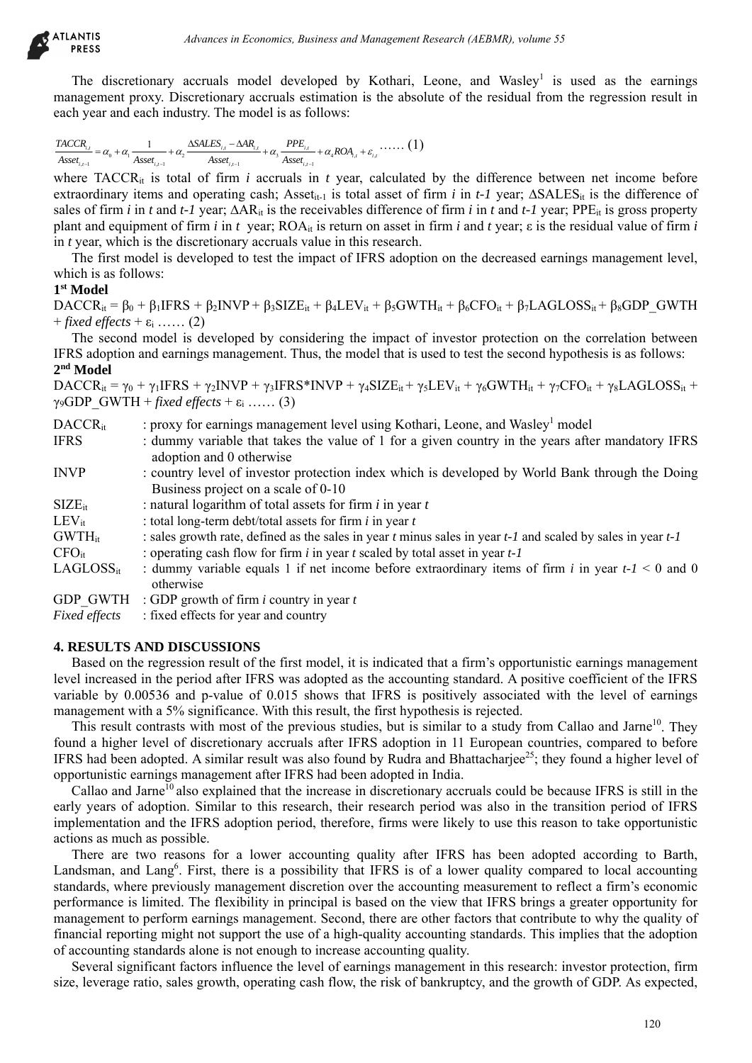The discretionary accruals model developed by Kothari, Leone, and Wasley[1] is used as the earnings management proxy. Discretionary accruals estimation is the absolute of the residual from the regression result in each year and each industry. The model is as follows:

$$\frac{TACCR_{i,t}}{Asset_{i,t-1}} = \alpha_0 + \alpha_1 \frac{1}{Asset_{i,t-1}} + \alpha_2 \frac{\Delta SALES_{i,t} - \Delta AR_{i,t}}{Asset_{i,t-1}} + \alpha_3 \frac{PPE_{i,t}}{Asset_{i,t-1}} + \alpha_4 ROA_{i,t} + \varepsilon_{i,t} \;\ldots\ldots (1)$$

where $TACCR_{it}$ is total of firm *i* accruals in *t* year, calculated by the difference between net income before extraordinary items and operating cash; $Asset_{it-1}$ is total asset of firm *i* in *t-1* year; $\Delta SALES_{it}$ is the difference of sales of firm *i* in *t* and *t-1* year; $\Delta AR_{it}$ is the receivables difference of firm *i* in *t* and *t-1* year; $PPE_{it}$ is gross property plant and equipment of firm *i* in *t* year; $ROA_{it}$ is return on asset in firm *i* and *t* year; ε is the residual value of firm *i* in *t* year, which is the discretionary accruals value in this research.

The first model is developed to test the impact of IFRS adoption on the decreased earnings management level, which is as follows:

**1st Model**

$DACCR_{it} = \beta_0 + \beta_1 IFRS + \beta_2 INVP + \beta_3 SIZE_{it} + \beta_4 LEV_{it} + \beta_5 GWTH_{it} + \beta_6 CFO_{it} + \beta_7 LAGLOSS_{it} + \beta_8 GDP\_GWTH + \textit{fixed effects} + \varepsilon_i$ …… (2)

The second model is developed by considering the impact of investor protection on the correlation between IFRS adoption and earnings management. Thus, the model that is used to test the second hypothesis is as follows:

**2nd Model**

$DACCR_{it} = \gamma_0 + \gamma_1 IFRS + \gamma_2 INVP + \gamma_3 IFRS{*}INVP + \gamma_4 SIZE_{it} + \gamma_5 LEV_{it} + \gamma_6 GWTH_{it} + \gamma_7 CFO_{it} + \gamma_8 LAGLOSS_{it} + \gamma_9 GDP\_GWTH + \textit{fixed effects} + \varepsilon_i$ …… (3)

| | |
|---|---|
| $DACCR_{it}$ | : proxy for earnings management level using Kothari, Leone, and Wasley[1] model |
| IFRS | : dummy variable that takes the value of 1 for a given country in the years after mandatory IFRS adoption and 0 otherwise |
| INVP | : country level of investor protection index which is developed by World Bank through the Doing Business project on a scale of 0-10 |
| $SIZE_{it}$ | : natural logarithm of total assets for firm *i* in year *t* |
| $LEV_{it}$ | : total long-term debt/total assets for firm *i* in year *t* |
| $GWTH_{it}$ | : sales growth rate, defined as the sales in year *t* minus sales in year *t-1* and scaled by sales in year *t-1* |
| $CFO_{it}$ | : operating cash flow for firm *i* in year *t* scaled by total asset in year *t-1* |
| $LAGLOSS_{it}$ | : dummy variable equals 1 if net income before extraordinary items of firm *i* in year *t-1* < 0 and 0 otherwise |
| GDP_GWTH | : GDP growth of firm *i* country in year *t* |
| *Fixed effects* | : fixed effects for year and country |

## 4. RESULTS AND DISCUSSIONS

Based on the regression result of the first model, it is indicated that a firm's opportunistic earnings management level increased in the period after IFRS was adopted as the accounting standard. A positive coefficient of the IFRS variable by 0.00536 and p-value of 0.015 shows that IFRS is positively associated with the level of earnings management with a 5% significance. With this result, the first hypothesis is rejected.

This result contrasts with most of the previous studies, but is similar to a study from Callao and Jarne[10]. They found a higher level of discretionary accruals after IFRS adoption in 11 European countries, compared to before IFRS had been adopted. A similar result was also found by Rudra and Bhattacharjee[25]; they found a higher level of opportunistic earnings management after IFRS had been adopted in India.

Callao and Jarne[10] also explained that the increase in discretionary accruals could be because IFRS is still in the early years of adoption. Similar to this research, their research period was also in the transition period of IFRS implementation and the IFRS adoption period, therefore, firms were likely to use this reason to take opportunistic actions as much as possible.

There are two reasons for a lower accounting quality after IFRS has been adopted according to Barth, Landsman, and Lang[6]. First, there is a possibility that IFRS is of a lower quality compared to local accounting standards, where previously management discretion over the accounting measurement to reflect a firm's economic performance is limited. The flexibility in principal is based on the view that IFRS brings a greater opportunity for management to perform earnings management. Second, there are other factors that contribute to why the quality of financial reporting might not support the use of a high-quality accounting standards. This implies that the adoption of accounting standards alone is not enough to increase accounting quality.

Several significant factors influence the level of earnings management in this research: investor protection, firm size, leverage ratio, sales growth, operating cash flow, the risk of bankruptcy, and the growth of GDP. As expected,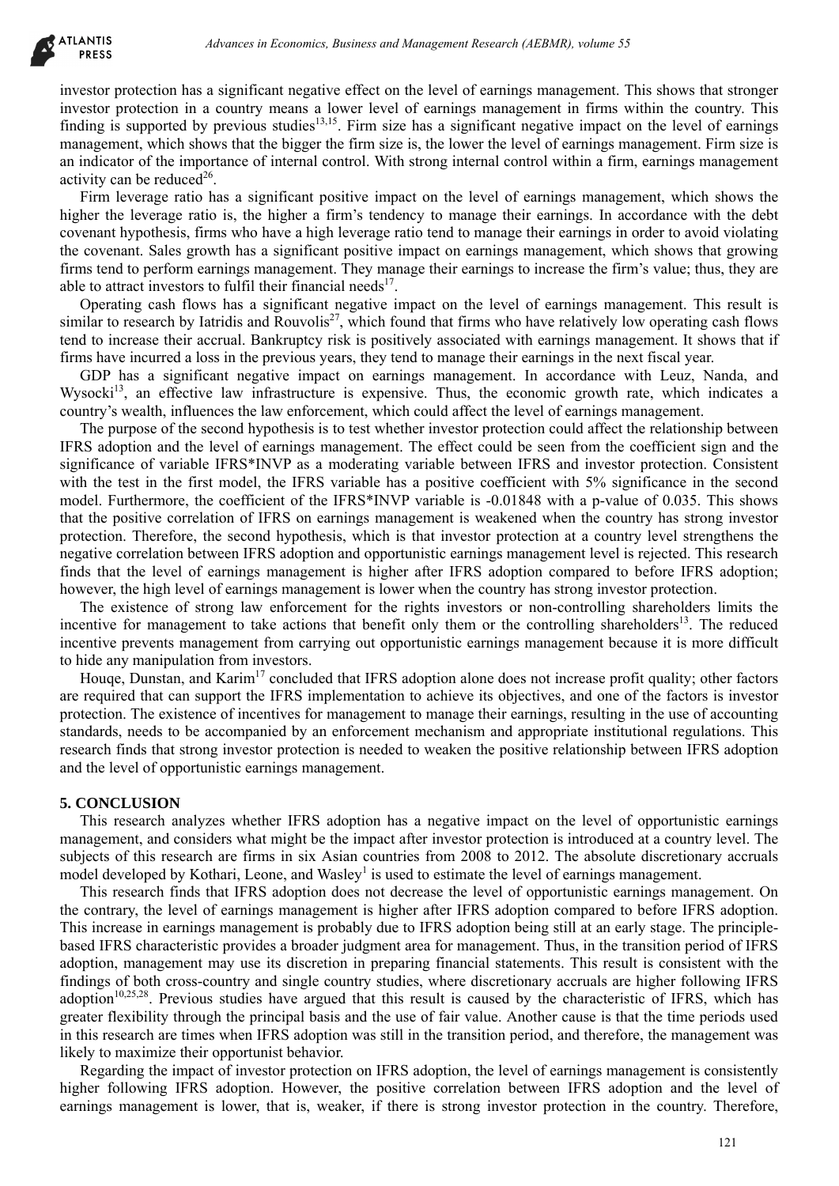investor protection has a significant negative effect on the level of earnings management. This shows that stronger investor protection in a country means a lower level of earnings management in firms within the country. This finding is supported by previous studies[13,15]. Firm size has a significant negative impact on the level of earnings management, which shows that the bigger the firm size is, the lower the level of earnings management. Firm size is an indicator of the importance of internal control. With strong internal control within a firm, earnings management activity can be reduced[26].

Firm leverage ratio has a significant positive impact on the level of earnings management, which shows the higher the leverage ratio is, the higher a firm's tendency to manage their earnings. In accordance with the debt covenant hypothesis, firms who have a high leverage ratio tend to manage their earnings in order to avoid violating the covenant. Sales growth has a significant positive impact on earnings management, which shows that growing firms tend to perform earnings management. They manage their earnings to increase the firm's value; thus, they are able to attract investors to fulfil their financial needs[17].

Operating cash flows has a significant negative impact on the level of earnings management. This result is similar to research by Iatridis and Rouvolis[27], which found that firms who have relatively low operating cash flows tend to increase their accrual. Bankruptcy risk is positively associated with earnings management. It shows that if firms have incurred a loss in the previous years, they tend to manage their earnings in the next fiscal year.

GDP has a significant negative impact on earnings management. In accordance with Leuz, Nanda, and Wysocki[13], an effective law infrastructure is expensive. Thus, the economic growth rate, which indicates a country's wealth, influences the law enforcement, which could affect the level of earnings management.

The purpose of the second hypothesis is to test whether investor protection could affect the relationship between IFRS adoption and the level of earnings management. The effect could be seen from the coefficient sign and the significance of variable IFRS*INVP as a moderating variable between IFRS and investor protection. Consistent with the test in the first model, the IFRS variable has a positive coefficient with 5% significance in the second model. Furthermore, the coefficient of the IFRS*INVP variable is -0.01848 with a p-value of 0.035. This shows that the positive correlation of IFRS on earnings management is weakened when the country has strong investor protection. Therefore, the second hypothesis, which is that investor protection at a country level strengthens the negative correlation between IFRS adoption and opportunistic earnings management level is rejected. This research finds that the level of earnings management is higher after IFRS adoption compared to before IFRS adoption; however, the high level of earnings management is lower when the country has strong investor protection.

The existence of strong law enforcement for the rights investors or non-controlling shareholders limits the incentive for management to take actions that benefit only them or the controlling shareholders[13]. The reduced incentive prevents management from carrying out opportunistic earnings management because it is more difficult to hide any manipulation from investors.

Houqe, Dunstan, and Karim[17] concluded that IFRS adoption alone does not increase profit quality; other factors are required that can support the IFRS implementation to achieve its objectives, and one of the factors is investor protection. The existence of incentives for management to manage their earnings, resulting in the use of accounting standards, needs to be accompanied by an enforcement mechanism and appropriate institutional regulations. This research finds that strong investor protection is needed to weaken the positive relationship between IFRS adoption and the level of opportunistic earnings management.

## 5. CONCLUSION

This research analyzes whether IFRS adoption has a negative impact on the level of opportunistic earnings management, and considers what might be the impact after investor protection is introduced at a country level. The subjects of this research are firms in six Asian countries from 2008 to 2012. The absolute discretionary accruals model developed by Kothari, Leone, and Wasley[1] is used to estimate the level of earnings management.

This research finds that IFRS adoption does not decrease the level of opportunistic earnings management. On the contrary, the level of earnings management is higher after IFRS adoption compared to before IFRS adoption. This increase in earnings management is probably due to IFRS adoption being still at an early stage. The principle-based IFRS characteristic provides a broader judgment area for management. Thus, in the transition period of IFRS adoption, management may use its discretion in preparing financial statements. This result is consistent with the findings of both cross-country and single country studies, where discretionary accruals are higher following IFRS adoption[10,25,28]. Previous studies have argued that this result is caused by the characteristic of IFRS, which has greater flexibility through the principal basis and the use of fair value. Another cause is that the time periods used in this research are times when IFRS adoption was still in the transition period, and therefore, the management was likely to maximize their opportunist behavior.

Regarding the impact of investor protection on IFRS adoption, the level of earnings management is consistently higher following IFRS adoption. However, the positive correlation between IFRS adoption and the level of earnings management is lower, that is, weaker, if there is strong investor protection in the country. Therefore,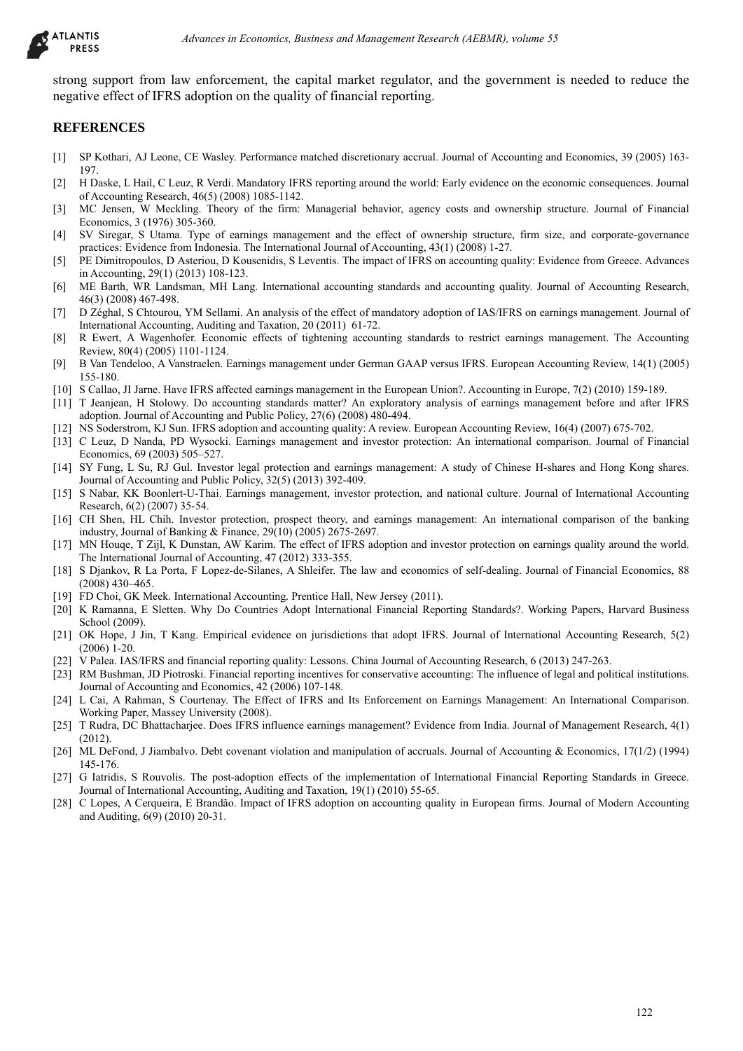strong support from law enforcement, the capital market regulator, and the government is needed to reduce the negative effect of IFRS adoption on the quality of financial reporting.

## REFERENCES

[1] SP Kothari, AJ Leone, CE Wasley. Performance matched discretionary accrual. Journal of Accounting and Economics, 39 (2005) 163-197.

[2] H Daske, L Hail, C Leuz, R Verdi. Mandatory IFRS reporting around the world: Early evidence on the economic consequences. Journal of Accounting Research, 46(5) (2008) 1085-1142.

[3] MC Jensen, W Meckling. Theory of the firm: Managerial behavior, agency costs and ownership structure. Journal of Financial Economics, 3 (1976) 305-360.

[4] SV Siregar, S Utama. Type of earnings management and the effect of ownership structure, firm size, and corporate-governance practices: Evidence from Indonesia. The International Journal of Accounting, 43(1) (2008) 1-27.

[5] PE Dimitropoulos, D Asteriou, D Kousenidis, S Leventis. The impact of IFRS on accounting quality: Evidence from Greece. Advances in Accounting, 29(1) (2013) 108-123.

[6] ME Barth, WR Landsman, MH Lang. International accounting standards and accounting quality. Journal of Accounting Research, 46(3) (2008) 467-498.

[7] D Zéghal, S Chtourou, YM Sellami. An analysis of the effect of mandatory adoption of IAS/IFRS on earnings management. Journal of International Accounting, Auditing and Taxation, 20 (2011) 61-72.

[8] R Ewert, A Wagenhofer. Economic effects of tightening accounting standards to restrict earnings management. The Accounting Review, 80(4) (2005) 1101-1124.

[9] B Van Tendeloo, A Vanstraelen. Earnings management under German GAAP versus IFRS. European Accounting Review, 14(1) (2005) 155-180.

[10] S Callao, JI Jarne. Have IFRS affected earnings management in the European Union?. Accounting in Europe, 7(2) (2010) 159-189.

[11] T Jeanjean, H Stolowy. Do accounting standards matter? An exploratory analysis of earnings management before and after IFRS adoption. Journal of Accounting and Public Policy, 27(6) (2008) 480-494.

[12] NS Soderstrom, KJ Sun. IFRS adoption and accounting quality: A review. European Accounting Review, 16(4) (2007) 675-702.

[13] C Leuz, D Nanda, PD Wysocki. Earnings management and investor protection: An international comparison. Journal of Financial Economics, 69 (2003) 505–527.

[14] SY Fung, L Su, RJ Gul. Investor legal protection and earnings management: A study of Chinese H-shares and Hong Kong shares. Journal of Accounting and Public Policy, 32(5) (2013) 392-409.

[15] S Nabar, KK Boonlert-U-Thai. Earnings management, investor protection, and national culture. Journal of International Accounting Research, 6(2) (2007) 35-54.

[16] CH Shen, HL Chih. Investor protection, prospect theory, and earnings management: An international comparison of the banking industry, Journal of Banking & Finance, 29(10) (2005) 2675-2697.

[17] MN Houqe, T Zijl, K Dunstan, AW Karim. The effect of IFRS adoption and investor protection on earnings quality around the world. The International Journal of Accounting, 47 (2012) 333-355.

[18] S Djankov, R La Porta, F Lopez-de-Silanes, A Shleifer. The law and economics of self-dealing. Journal of Financial Economics, 88 (2008) 430–465.

[19] FD Choi, GK Meek. International Accounting. Prentice Hall, New Jersey (2011).

[20] K Ramanna, E Sletten. Why Do Countries Adopt International Financial Reporting Standards?. Working Papers, Harvard Business School (2009).

[21] OK Hope, J Jin, T Kang. Empirical evidence on jurisdictions that adopt IFRS. Journal of International Accounting Research, 5(2) (2006) 1-20.

[22] V Palea. IAS/IFRS and financial reporting quality: Lessons. China Journal of Accounting Research, 6 (2013) 247-263.

[23] RM Bushman, JD Piotroski. Financial reporting incentives for conservative accounting: The influence of legal and political institutions. Journal of Accounting and Economics, 42 (2006) 107-148.

[24] L Cai, A Rahman, S Courtenay. The Effect of IFRS and Its Enforcement on Earnings Management: An International Comparison. Working Paper, Massey University (2008).

[25] T Rudra, DC Bhattacharjee. Does IFRS influence earnings management? Evidence from India. Journal of Management Research, 4(1) (2012).

[26] ML DeFond, J Jiambalvo. Debt covenant violation and manipulation of accruals. Journal of Accounting & Economics, 17(1/2) (1994) 145-176.

[27] G Iatridis, S Rouvolis. The post-adoption effects of the implementation of International Financial Reporting Standards in Greece. Journal of International Accounting, Auditing and Taxation, 19(1) (2010) 55-65.

[28] C Lopes, A Cerqueira, E Brandão. Impact of IFRS adoption on accounting quality in European firms. Journal of Modern Accounting and Auditing, 6(9) (2010) 20-31.